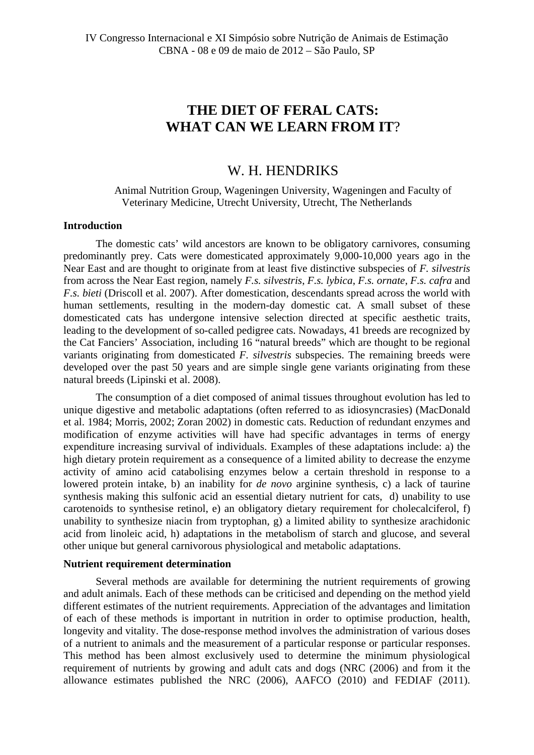# THE DIET OF FERAL CATS: WHAT CAN WE LEARN FROM IT?

## W. H. HENDRIKS

Animal Nutrition Group, Wageningen University, Wageningen and Faculty of Veterinary Medicine, Utrecht University, Utrecht, The Netherlands

**Introduction**

The domestic cats' wild ancestors are known to be obligatory carnivores, consuming predominantly prey. Cats were domesticated approximately 9,000-10,000 years ago in the Near East and are thought to originate from at least five distinctive subspecies of *F. silvestris* from across the Near East region, namely *F.s. silvestris*, *F.s. lybica*, *F.s. ornate*, *F.s. cafra* and *F.s. bieti* (Driscoll et al. 2007). After domestication, descendants spread across the world with human settlements, resulting in the modern-day domestic cat. A small subset of these domesticated cats has undergone intensive selection directed at specific aesthetic traits, leading to the development of so-called pedigree cats. Nowadays, 41 breeds are recognized by the Cat Fanciers' Association, including 16 "natural breeds" which are thought to be regional variants originating from domesticated *F. silvestris* subspecies. The remaining breeds were developed over the past 50 years and are simple single gene variants originating from these natural breeds (Lipinski et al. 2008).

The consumption of a diet composed of animal tissues throughout evolution has led to unique digestive and metabolic adaptations (often referred to as idiosyncrasies) (MacDonald et al. 1984; Morris, 2002; Zoran 2002) in domestic cats. Reduction of redundant enzymes and modification of enzyme activities will have had specific advantages in terms of energy expenditure increasing survival of individuals. Examples of these adaptations include: a) the high dietary protein requirement as a consequence of a limited ability to decrease the enzyme activity of amino acid catabolising enzymes below a certain threshold in response to a lowered protein intake, b) an inability for *de novo* arginine synthesis, c) a lack of taurine synthesis making this sulfonic acid an essential dietary nutrient for cats, d) unability to use carotenoids to synthesise retinol, e) an obligatory dietary requirement for cholecalciferol, f) unability to synthesize niacin from tryptophan, g) a limited ability to synthesize arachidonic acid from linoleic acid, h) adaptations in the metabolism of starch and glucose, and several other unique but general carnivorous physiological and metabolic adaptations.

**Nutrient requirement determination**

Several methods are available for determining the nutrient requirements of growing and adult animals. Each of these methods can be criticised and depending on the method yield different estimates of the nutrient requirements. Appreciation of the advantages and limitation of each of these methods is important in nutrition in order to optimise production, health, longevity and vitality. The dose-response method involves the administration of various doses of a nutrient to animals and the measurement of a particular response or particular responses. This method has been almost exclusively used to determine the minimum physiological requirement of nutrients by growing and adult cats and dogs (NRC (2006) and from it the allowance estimates published the NRC (2006), AAFCO (2010) and FEDIAF (2011).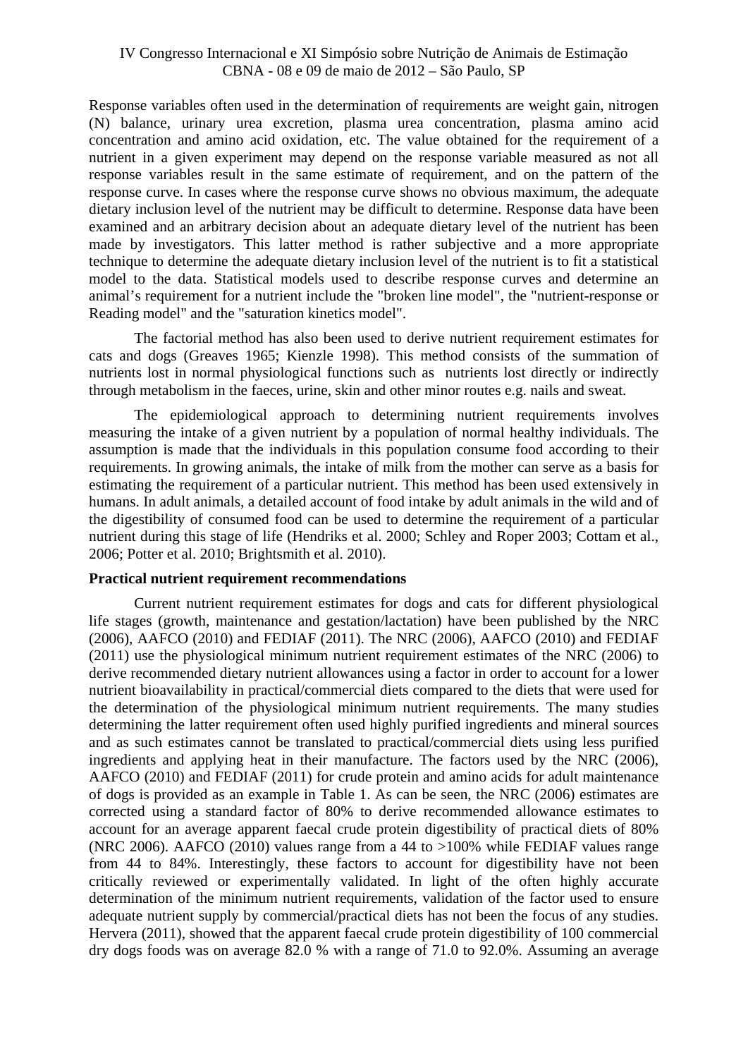Response variables often used in the determination of requirements are weight gain, nitrogen (N) balance, urinary urea excretion, plasma urea concentration, plasma amino acid concentration and amino acid oxidation, etc. The value obtained for the requirement of a nutrient in a given experiment may depend on the response variable measured as not all response variables result in the same estimate of requirement, and on the pattern of the response curve. In cases where the response curve shows no obvious maximum, the adequate dietary inclusion level of the nutrient may be difficult to determine. Response data have been examined and an arbitrary decision about an adequate dietary level of the nutrient has been made by investigators. This latter method is rather subjective and a more appropriate technique to determine the adequate dietary inclusion level of the nutrient is to fit a statistical model to the data. Statistical models used to describe response curves and determine an animal's requirement for a nutrient include the "broken line model", the "nutrient-response or Reading model" and the "saturation kinetics model".

The factorial method has also been used to derive nutrient requirement estimates for cats and dogs (Greaves 1965; Kienzle 1998). This method consists of the summation of nutrients lost in normal physiological functions such as nutrients lost directly or indirectly through metabolism in the faeces, urine, skin and other minor routes e.g. nails and sweat.

The epidemiological approach to determining nutrient requirements involves measuring the intake of a given nutrient by a population of normal healthy individuals. The assumption is made that the individuals in this population consume food according to their requirements. In growing animals, the intake of milk from the mother can serve as a basis for estimating the requirement of a particular nutrient. This method has been used extensively in humans. In adult animals, a detailed account of food intake by adult animals in the wild and of the digestibility of consumed food can be used to determine the requirement of a particular nutrient during this stage of life (Hendriks et al. 2000; Schley and Roper 2003; Cottam et al., 2006; Potter et al. 2010; Brightsmith et al. 2010).

**Practical nutrient requirement recommendations**

Current nutrient requirement estimates for dogs and cats for different physiological life stages (growth, maintenance and gestation/lactation) have been published by the NRC (2006), AAFCO (2010) and FEDIAF (2011). The NRC (2006), AAFCO (2010) and FEDIAF (2011) use the physiological minimum nutrient requirement estimates of the NRC (2006) to derive recommended dietary nutrient allowances using a factor in order to account for a lower nutrient bioavailability in practical/commercial diets compared to the diets that were used for the determination of the physiological minimum nutrient requirements. The many studies determining the latter requirement often used highly purified ingredients and mineral sources and as such estimates cannot be translated to practical/commercial diets using less purified ingredients and applying heat in their manufacture. The factors used by the NRC (2006), AAFCO (2010) and FEDIAF (2011) for crude protein and amino acids for adult maintenance of dogs is provided as an example in Table 1. As can be seen, the NRC (2006) estimates are corrected using a standard factor of 80% to derive recommended allowance estimates to account for an average apparent faecal crude protein digestibility of practical diets of 80% (NRC 2006). AAFCO (2010) values range from a 44 to >100% while FEDIAF values range from 44 to 84%. Interestingly, these factors to account for digestibility have not been critically reviewed or experimentally validated. In light of the often highly accurate determination of the minimum nutrient requirements, validation of the factor used to ensure adequate nutrient supply by commercial/practical diets has not been the focus of any studies. Hervera (2011), showed that the apparent faecal crude protein digestibility of 100 commercial dry dogs foods was on average 82.0 % with a range of 71.0 to 92.0%. Assuming an average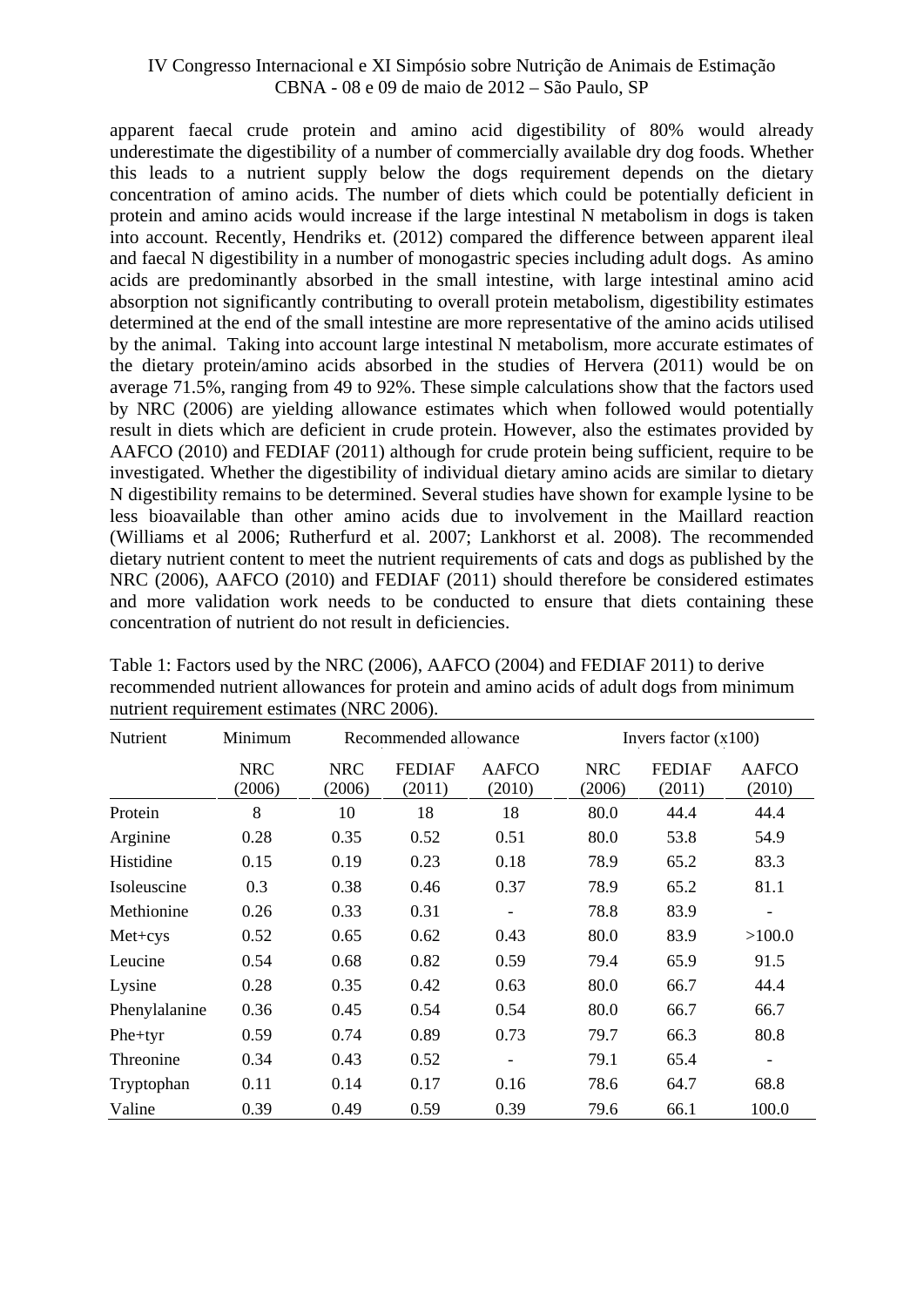apparent faecal crude protein and amino acid digestibility of 80% would already underestimate the digestibility of a number of commercially available dry dog foods. Whether this leads to a nutrient supply below the dogs requirement depends on the dietary concentration of amino acids. The number of diets which could be potentially deficient in protein and amino acids would increase if the large intestinal N metabolism in dogs is taken into account. Recently, Hendriks et. (2012) compared the difference between apparent ileal and faecal N digestibility in a number of monogastric species including adult dogs. As amino acids are predominantly absorbed in the small intestine, with large intestinal amino acid absorption not significantly contributing to overall protein metabolism, digestibility estimates determined at the end of the small intestine are more representative of the amino acids utilised by the animal. Taking into account large intestinal N metabolism, more accurate estimates of the dietary protein/amino acids absorbed in the studies of Hervera (2011) would be on average 71.5%, ranging from 49 to 92%. These simple calculations show that the factors used by NRC (2006) are yielding allowance estimates which when followed would potentially result in diets which are deficient in crude protein. However, also the estimates provided by AAFCO (2010) and FEDIAF (2011) although for crude protein being sufficient, require to be investigated. Whether the digestibility of individual dietary amino acids are similar to dietary N digestibility remains to be determined. Several studies have shown for example lysine to be less bioavailable than other amino acids due to involvement in the Maillard reaction (Williams et al 2006; Rutherfurd et al. 2007; Lankhorst et al. 2008). The recommended dietary nutrient content to meet the nutrient requirements of cats and dogs as published by the NRC (2006), AAFCO (2010) and FEDIAF (2011) should therefore be considered estimates and more validation work needs to be conducted to ensure that diets containing these concentration of nutrient do not result in deficiencies.

Table 1: Factors used by the NRC (2006), AAFCO (2004) and FEDIAF 2011) to derive recommended nutrient allowances for protein and amino acids of adult dogs from minimum nutrient requirement estimates (NRC 2006).

| Nutrient | Minimum | Recommended allowance | | | Invers factor (x100) | | |
|---|---|---|---|---|---|---|---|
| | NRC (2006) | NRC (2006) | FEDIAF (2011) | AAFCO (2010) | NRC (2006) | FEDIAF (2011) | AAFCO (2010) |
| Protein | 8 | 10 | 18 | 18 | 80.0 | 44.4 | 44.4 |
| Arginine | 0.28 | 0.35 | 0.52 | 0.51 | 80.0 | 53.8 | 54.9 |
| Histidine | 0.15 | 0.19 | 0.23 | 0.18 | 78.9 | 65.2 | 83.3 |
| Isoleuscine | 0.3 | 0.38 | 0.46 | 0.37 | 78.9 | 65.2 | 81.1 |
| Methionine | 0.26 | 0.33 | 0.31 | - | 78.8 | 83.9 | - |
| Met+cys | 0.52 | 0.65 | 0.62 | 0.43 | 80.0 | 83.9 | >100.0 |
| Leucine | 0.54 | 0.68 | 0.82 | 0.59 | 79.4 | 65.9 | 91.5 |
| Lysine | 0.28 | 0.35 | 0.42 | 0.63 | 80.0 | 66.7 | 44.4 |
| Phenylalanine | 0.36 | 0.45 | 0.54 | 0.54 | 80.0 | 66.7 | 66.7 |
| Phe+tyr | 0.59 | 0.74 | 0.89 | 0.73 | 79.7 | 66.3 | 80.8 |
| Threonine | 0.34 | 0.43 | 0.52 | - | 79.1 | 65.4 | - |
| Tryptophan | 0.11 | 0.14 | 0.17 | 0.16 | 78.6 | 64.7 | 68.8 |
| Valine | 0.39 | 0.49 | 0.59 | 0.39 | 79.6 | 66.1 | 100.0 |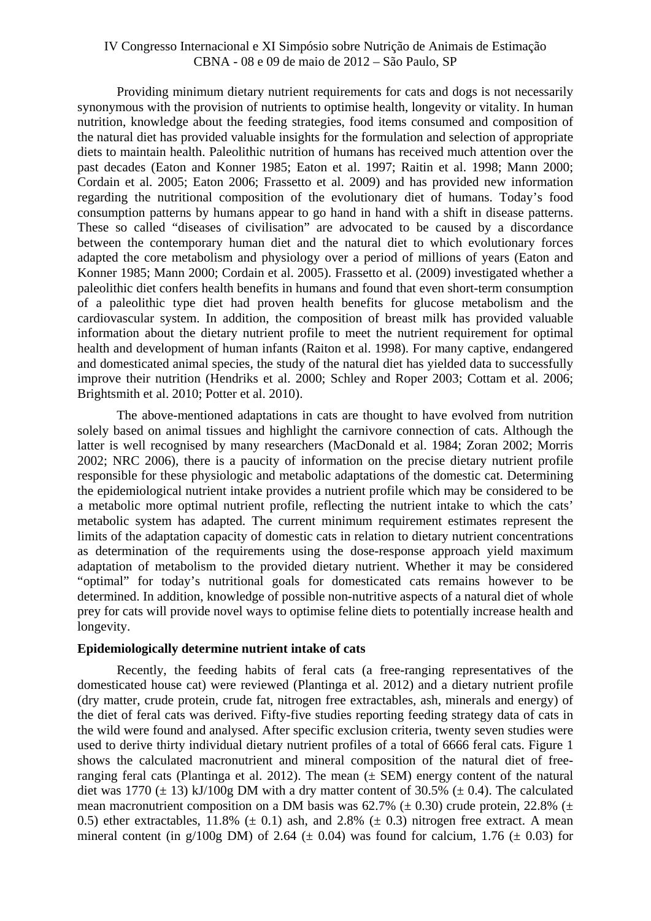Providing minimum dietary nutrient requirements for cats and dogs is not necessarily synonymous with the provision of nutrients to optimise health, longevity or vitality. In human nutrition, knowledge about the feeding strategies, food items consumed and composition of the natural diet has provided valuable insights for the formulation and selection of appropriate diets to maintain health. Paleolithic nutrition of humans has received much attention over the past decades (Eaton and Konner 1985; Eaton et al. 1997; Raitin et al. 1998; Mann 2000; Cordain et al. 2005; Eaton 2006; Frassetto et al. 2009) and has provided new information regarding the nutritional composition of the evolutionary diet of humans. Today's food consumption patterns by humans appear to go hand in hand with a shift in disease patterns. These so called "diseases of civilisation" are advocated to be caused by a discordance between the contemporary human diet and the natural diet to which evolutionary forces adapted the core metabolism and physiology over a period of millions of years (Eaton and Konner 1985; Mann 2000; Cordain et al. 2005). Frassetto et al. (2009) investigated whether a paleolithic diet confers health benefits in humans and found that even short-term consumption of a paleolithic type diet had proven health benefits for glucose metabolism and the cardiovascular system. In addition, the composition of breast milk has provided valuable information about the dietary nutrient profile to meet the nutrient requirement for optimal health and development of human infants (Raiton et al. 1998). For many captive, endangered and domesticated animal species, the study of the natural diet has yielded data to successfully improve their nutrition (Hendriks et al. 2000; Schley and Roper 2003; Cottam et al. 2006; Brightsmith et al. 2010; Potter et al. 2010).

The above-mentioned adaptations in cats are thought to have evolved from nutrition solely based on animal tissues and highlight the carnivore connection of cats. Although the latter is well recognised by many researchers (MacDonald et al. 1984; Zoran 2002; Morris 2002; NRC 2006), there is a paucity of information on the precise dietary nutrient profile responsible for these physiologic and metabolic adaptations of the domestic cat. Determining the epidemiological nutrient intake provides a nutrient profile which may be considered to be a metabolic more optimal nutrient profile, reflecting the nutrient intake to which the cats' metabolic system has adapted. The current minimum requirement estimates represent the limits of the adaptation capacity of domestic cats in relation to dietary nutrient concentrations as determination of the requirements using the dose-response approach yield maximum adaptation of metabolism to the provided dietary nutrient. Whether it may be considered "optimal" for today's nutritional goals for domesticated cats remains however to be determined. In addition, knowledge of possible non-nutritive aspects of a natural diet of whole prey for cats will provide novel ways to optimise feline diets to potentially increase health and longevity.

**Epidemiologically determine nutrient intake of cats**

Recently, the feeding habits of feral cats (a free-ranging representatives of the domesticated house cat) were reviewed (Plantinga et al. 2012) and a dietary nutrient profile (dry matter, crude protein, crude fat, nitrogen free extractables, ash, minerals and energy) of the diet of feral cats was derived. Fifty-five studies reporting feeding strategy data of cats in the wild were found and analysed. After specific exclusion criteria, twenty seven studies were used to derive thirty individual dietary nutrient profiles of a total of 6666 feral cats. Figure 1 shows the calculated macronutrient and mineral composition of the natural diet of free-ranging feral cats (Plantinga et al. 2012). The mean (± SEM) energy content of the natural diet was 1770 (± 13) kJ/100g DM with a dry matter content of 30.5% (± 0.4). The calculated mean macronutrient composition on a DM basis was 62.7% (± 0.30) crude protein, 22.8% (± 0.5) ether extractables, 11.8% (± 0.1) ash, and 2.8% (± 0.3) nitrogen free extract. A mean mineral content (in g/100g DM) of 2.64 (± 0.04) was found for calcium, 1.76 (± 0.03) for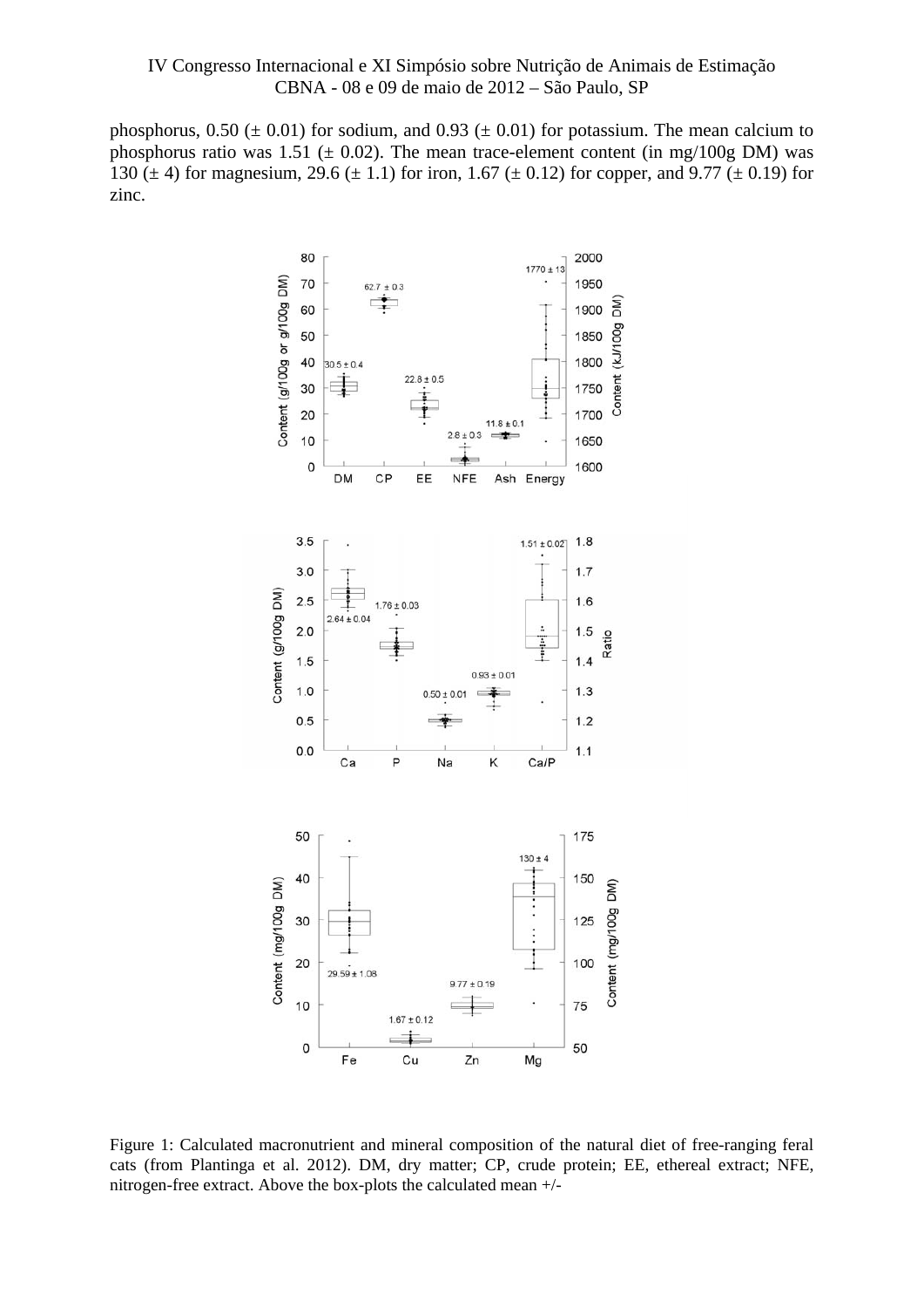phosphorus, 0.50 (± 0.01) for sodium, and 0.93 (± 0.01) for potassium. The mean calcium to phosphorus ratio was 1.51 (± 0.02). The mean trace-element content (in mg/100g DM) was 130 (± 4) for magnesium, 29.6 (± 1.1) for iron, 1.67 (± 0.12) for copper, and 9.77 (± 0.19) for zinc.

Content (g/100g or g/100g DM)
Content (kJ/100g DM)
30.5 ± 0.4
62.7 ± 0.3
22.8 ± 0.5
2.8 ± 0.3
11.8 ± 0.1
1770 ± 13
DM CP EE NFE Ash Energy

Content (g/100g DM)
Ratio
2.64 ± 0.04
1.76 ± 0.03
0.50 ± 0.01
0.93 ± 0.01
1.51 ± 0.02
Ca P Na K Ca/P

Content (mg/100g DM)
Content (mg/100g DM)
29.59 ± 1.08
1.67 ± 0.12
9.77 ± 0.19
130 ± 4
Fe Cu Zn Mg

Figure 1: Calculated macronutrient and mineral composition of the natural diet of free-ranging feral cats (from Plantinga et al. 2012). DM, dry matter; CP, crude protein; EE, ethereal extract; NFE, nitrogen-free extract. Above the box-plots the calculated mean +/-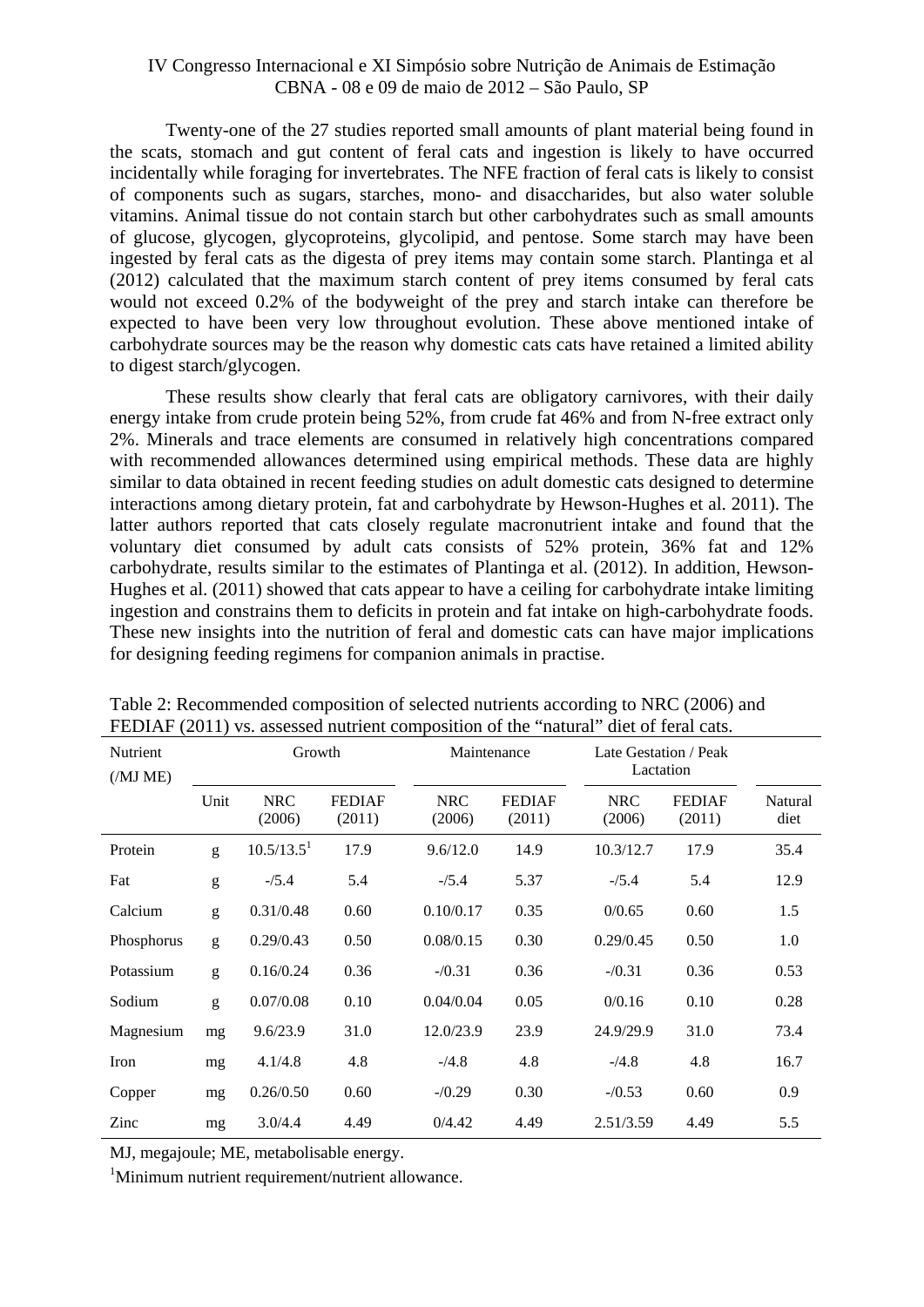Twenty-one of the 27 studies reported small amounts of plant material being found in the scats, stomach and gut content of feral cats and ingestion is likely to have occurred incidentally while foraging for invertebrates. The NFE fraction of feral cats is likely to consist of components such as sugars, starches, mono- and disaccharides, but also water soluble vitamins. Animal tissue do not contain starch but other carbohydrates such as small amounts of glucose, glycogen, glycoproteins, glycolipid, and pentose. Some starch may have been ingested by feral cats as the digesta of prey items may contain some starch. Plantinga et al (2012) calculated that the maximum starch content of prey items consumed by feral cats would not exceed 0.2% of the bodyweight of the prey and starch intake can therefore be expected to have been very low throughout evolution. These above mentioned intake of carbohydrate sources may be the reason why domestic cats cats have retained a limited ability to digest starch/glycogen.

These results show clearly that feral cats are obligatory carnivores, with their daily energy intake from crude protein being 52%, from crude fat 46% and from N-free extract only 2%. Minerals and trace elements are consumed in relatively high concentrations compared with recommended allowances determined using empirical methods. These data are highly similar to data obtained in recent feeding studies on adult domestic cats designed to determine interactions among dietary protein, fat and carbohydrate by Hewson-Hughes et al. 2011). The latter authors reported that cats closely regulate macronutrient intake and found that the voluntary diet consumed by adult cats consists of 52% protein, 36% fat and 12% carbohydrate, results similar to the estimates of Plantinga et al. (2012). In addition, Hewson-Hughes et al. (2011) showed that cats appear to have a ceiling for carbohydrate intake limiting ingestion and constrains them to deficits in protein and fat intake on high-carbohydrate foods. These new insights into the nutrition of feral and domestic cats can have major implications for designing feeding regimens for companion animals in practise.

Table 2: Recommended composition of selected nutrients according to NRC (2006) and FEDIAF (2011) vs. assessed nutrient composition of the "natural" diet of feral cats.

| Nutrient (/MJ ME) | | Growth | | Maintenance | | Late Gestation / Peak Lactation | | |
|---|---|---|---|---|---|---|---|---|
| | Unit | NRC (2006) | FEDIAF (2011) | NRC (2006) | FEDIAF (2011) | NRC (2006) | FEDIAF (2011) | Natural diet |
| Protein | g | 10.5/13.5[1] | 17.9 | 9.6/12.0 | 14.9 | 10.3/12.7 | 17.9 | 35.4 |
| Fat | g | -/5.4 | 5.4 | -/5.4 | 5.37 | -/5.4 | 5.4 | 12.9 |
| Calcium | g | 0.31/0.48 | 0.60 | 0.10/0.17 | 0.35 | 0/0.65 | 0.60 | 1.5 |
| Phosphorus | g | 0.29/0.43 | 0.50 | 0.08/0.15 | 0.30 | 0.29/0.45 | 0.50 | 1.0 |
| Potassium | g | 0.16/0.24 | 0.36 | -/0.31 | 0.36 | -/0.31 | 0.36 | 0.53 |
| Sodium | g | 0.07/0.08 | 0.10 | 0.04/0.04 | 0.05 | 0/0.16 | 0.10 | 0.28 |
| Magnesium | mg | 9.6/23.9 | 31.0 | 12.0/23.9 | 23.9 | 24.9/29.9 | 31.0 | 73.4 |
| Iron | mg | 4.1/4.8 | 4.8 | -/4.8 | 4.8 | -/4.8 | 4.8 | 16.7 |
| Copper | mg | 0.26/0.50 | 0.60 | -/0.29 | 0.30 | -/0.53 | 0.60 | 0.9 |
| Zinc | mg | 3.0/4.4 | 4.49 | 0/4.42 | 4.49 | 2.51/3.59 | 4.49 | 5.5 |

MJ, megajoule; ME, metabolisable energy.

[1]Minimum nutrient requirement/nutrient allowance.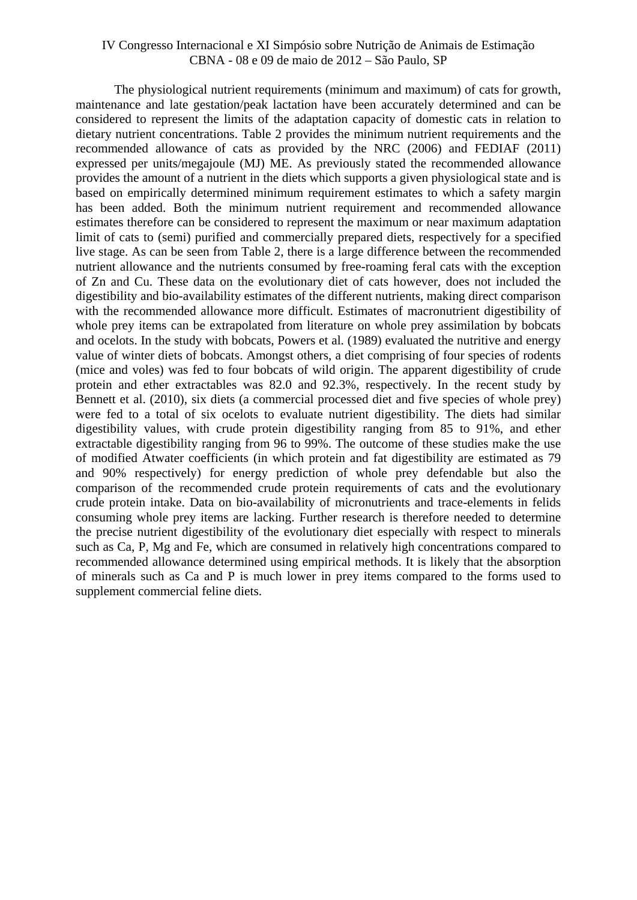The physiological nutrient requirements (minimum and maximum) of cats for growth, maintenance and late gestation/peak lactation have been accurately determined and can be considered to represent the limits of the adaptation capacity of domestic cats in relation to dietary nutrient concentrations. Table 2 provides the minimum nutrient requirements and the recommended allowance of cats as provided by the NRC (2006) and FEDIAF (2011) expressed per units/megajoule (MJ) ME. As previously stated the recommended allowance provides the amount of a nutrient in the diets which supports a given physiological state and is based on empirically determined minimum requirement estimates to which a safety margin has been added. Both the minimum nutrient requirement and recommended allowance estimates therefore can be considered to represent the maximum or near maximum adaptation limit of cats to (semi) purified and commercially prepared diets, respectively for a specified live stage. As can be seen from Table 2, there is a large difference between the recommended nutrient allowance and the nutrients consumed by free-roaming feral cats with the exception of Zn and Cu. These data on the evolutionary diet of cats however, does not included the digestibility and bio-availability estimates of the different nutrients, making direct comparison with the recommended allowance more difficult. Estimates of macronutrient digestibility of whole prey items can be extrapolated from literature on whole prey assimilation by bobcats and ocelots. In the study with bobcats, Powers et al. (1989) evaluated the nutritive and energy value of winter diets of bobcats. Amongst others, a diet comprising of four species of rodents (mice and voles) was fed to four bobcats of wild origin. The apparent digestibility of crude protein and ether extractables was 82.0 and 92.3%, respectively. In the recent study by Bennett et al. (2010), six diets (a commercial processed diet and five species of whole prey) were fed to a total of six ocelots to evaluate nutrient digestibility. The diets had similar digestibility values, with crude protein digestibility ranging from 85 to 91%, and ether extractable digestibility ranging from 96 to 99%. The outcome of these studies make the use of modified Atwater coefficients (in which protein and fat digestibility are estimated as 79 and 90% respectively) for energy prediction of whole prey defendable but also the comparison of the recommended crude protein requirements of cats and the evolutionary crude protein intake. Data on bio-availability of micronutrients and trace-elements in felids consuming whole prey items are lacking. Further research is therefore needed to determine the precise nutrient digestibility of the evolutionary diet especially with respect to minerals such as Ca, P, Mg and Fe, which are consumed in relatively high concentrations compared to recommended allowance determined using empirical methods. It is likely that the absorption of minerals such as Ca and P is much lower in prey items compared to the forms used to supplement commercial feline diets.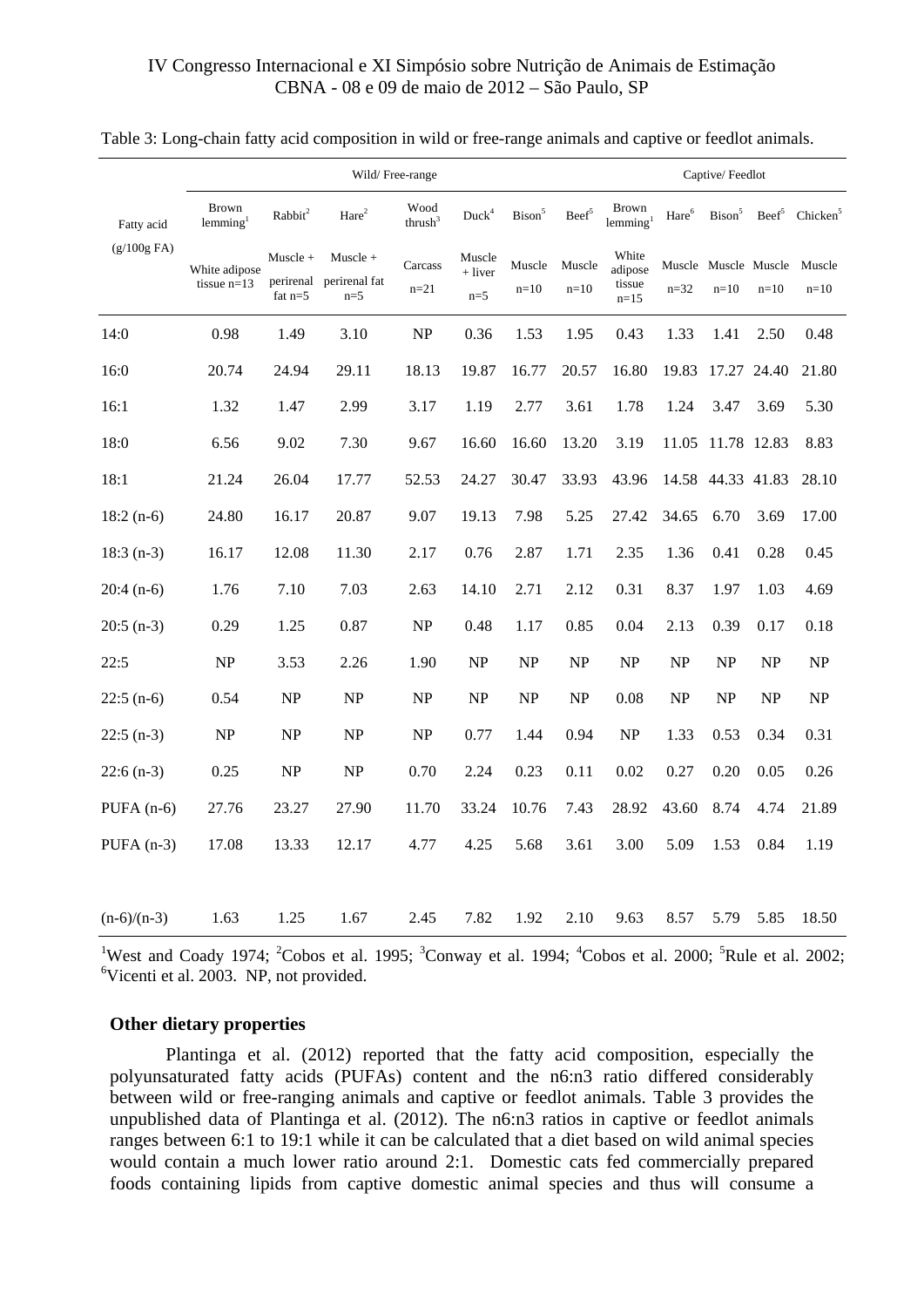Table 3: Long-chain fatty acid composition in wild or free-range animals and captive or feedlot animals.

| Fatty acid (g/100g FA) | Wild/ Free-range | | | | | | | Captive/ Feedlot | | | | |
|---|---|---|---|---|---|---|---|---|---|---|---|---|
| | Brown lemming[1] | Rabbit[2] | Hare[2] | Wood thrush[3] | Duck[4] | Bison[5] | Beef[5] | Brown lemming[1] | Hare[6] | Bison[5] | Beef[5] | Chicken[5] |
| | White adipose tissue n=13 | Muscle + perirenal fat n=5 | Muscle + perirenal fat n=5 | Carcass n=21 | Muscle + liver n=5 | Muscle n=10 | Muscle n=10 | White adipose tissue n=15 | Muscle n=32 | Muscle n=10 | Muscle n=10 | Muscle n=10 |
| 14:0 | 0.98 | 1.49 | 3.10 | NP | 0.36 | 1.53 | 1.95 | 0.43 | 1.33 | 1.41 | 2.50 | 0.48 |
| 16:0 | 20.74 | 24.94 | 29.11 | 18.13 | 19.87 | 16.77 | 20.57 | 16.80 | 19.83 | 17.27 | 24.40 | 21.80 |
| 16:1 | 1.32 | 1.47 | 2.99 | 3.17 | 1.19 | 2.77 | 3.61 | 1.78 | 1.24 | 3.47 | 3.69 | 5.30 |
| 18:0 | 6.56 | 9.02 | 7.30 | 9.67 | 16.60 | 16.60 | 13.20 | 3.19 | 11.05 | 11.78 | 12.83 | 8.83 |
| 18:1 | 21.24 | 26.04 | 17.77 | 52.53 | 24.27 | 30.47 | 33.93 | 43.96 | 14.58 | 44.33 | 41.83 | 28.10 |
| 18:2 (n-6) | 24.80 | 16.17 | 20.87 | 9.07 | 19.13 | 7.98 | 5.25 | 27.42 | 34.65 | 6.70 | 3.69 | 17.00 |
| 18:3 (n-3) | 16.17 | 12.08 | 11.30 | 2.17 | 0.76 | 2.87 | 1.71 | 2.35 | 1.36 | 0.41 | 0.28 | 0.45 |
| 20:4 (n-6) | 1.76 | 7.10 | 7.03 | 2.63 | 14.10 | 2.71 | 2.12 | 0.31 | 8.37 | 1.97 | 1.03 | 4.69 |
| 20:5 (n-3) | 0.29 | 1.25 | 0.87 | NP | 0.48 | 1.17 | 0.85 | 0.04 | 2.13 | 0.39 | 0.17 | 0.18 |
| 22:5 | NP | 3.53 | 2.26 | 1.90 | NP | NP | NP | NP | NP | NP | NP | NP |
| 22:5 (n-6) | 0.54 | NP | NP | NP | NP | NP | NP | 0.08 | NP | NP | NP | NP |
| 22:5 (n-3) | NP | NP | NP | NP | 0.77 | 1.44 | 0.94 | NP | 1.33 | 0.53 | 0.34 | 0.31 |
| 22:6 (n-3) | 0.25 | NP | NP | 0.70 | 2.24 | 0.23 | 0.11 | 0.02 | 0.27 | 0.20 | 0.05 | 0.26 |
| PUFA (n-6) | 27.76 | 23.27 | 27.90 | 11.70 | 33.24 | 10.76 | 7.43 | 28.92 | 43.60 | 8.74 | 4.74 | 21.89 |
| PUFA (n-3) | 17.08 | 13.33 | 12.17 | 4.77 | 4.25 | 5.68 | 3.61 | 3.00 | 5.09 | 1.53 | 0.84 | 1.19 |
| (n-6)/(n-3) | 1.63 | 1.25 | 1.67 | 2.45 | 7.82 | 1.92 | 2.10 | 9.63 | 8.57 | 5.79 | 5.85 | 18.50 |

[1]West and Coady 1974; [2]Cobos et al. 1995; [3]Conway et al. 1994; [4]Cobos et al. 2000; [5]Rule et al. 2002; [6]Vicenti et al. 2003. NP, not provided.

**Other dietary properties**

Plantinga et al. (2012) reported that the fatty acid composition, especially the polyunsaturated fatty acids (PUFAs) content and the n6:n3 ratio differed considerably between wild or free-ranging animals and captive or feedlot animals. Table 3 provides the unpublished data of Plantinga et al. (2012). The n6:n3 ratios in captive or feedlot animals ranges between 6:1 to 19:1 while it can be calculated that a diet based on wild animal species would contain a much lower ratio around 2:1. Domestic cats fed commercially prepared foods containing lipids from captive domestic animal species and thus will consume a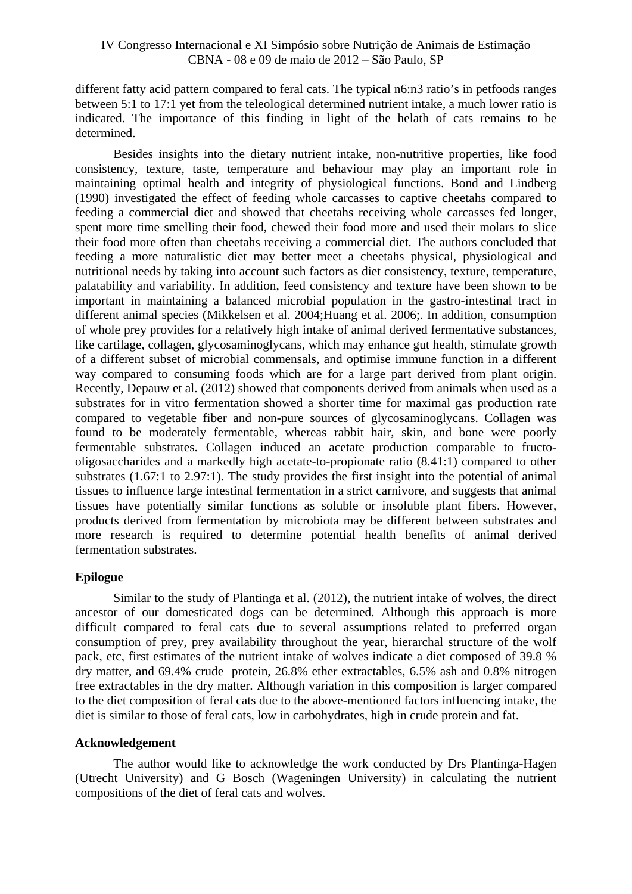different fatty acid pattern compared to feral cats. The typical n6:n3 ratio's in petfoods ranges between 5:1 to 17:1 yet from the teleological determined nutrient intake, a much lower ratio is indicated. The importance of this finding in light of the helath of cats remains to be determined.

Besides insights into the dietary nutrient intake, non-nutritive properties, like food consistency, texture, taste, temperature and behaviour may play an important role in maintaining optimal health and integrity of physiological functions. Bond and Lindberg (1990) investigated the effect of feeding whole carcasses to captive cheetahs compared to feeding a commercial diet and showed that cheetahs receiving whole carcasses fed longer, spent more time smelling their food, chewed their food more and used their molars to slice their food more often than cheetahs receiving a commercial diet. The authors concluded that feeding a more naturalistic diet may better meet a cheetahs physical, physiological and nutritional needs by taking into account such factors as diet consistency, texture, temperature, palatability and variability. In addition, feed consistency and texture have been shown to be important in maintaining a balanced microbial population in the gastro-intestinal tract in different animal species (Mikkelsen et al. 2004;Huang et al. 2006;. In addition, consumption of whole prey provides for a relatively high intake of animal derived fermentative substances, like cartilage, collagen, glycosaminoglycans, which may enhance gut health, stimulate growth of a different subset of microbial commensals, and optimise immune function in a different way compared to consuming foods which are for a large part derived from plant origin. Recently, Depauw et al. (2012) showed that components derived from animals when used as a substrates for in vitro fermentation showed a shorter time for maximal gas production rate compared to vegetable fiber and non-pure sources of glycosaminoglycans. Collagen was found to be moderately fermentable, whereas rabbit hair, skin, and bone were poorly fermentable substrates. Collagen induced an acetate production comparable to fructo-oligosaccharides and a markedly high acetate-to-propionate ratio (8.41:1) compared to other substrates (1.67:1 to 2.97:1). The study provides the first insight into the potential of animal tissues to influence large intestinal fermentation in a strict carnivore, and suggests that animal tissues have potentially similar functions as soluble or insoluble plant fibers. However, products derived from fermentation by microbiota may be different between substrates and more research is required to determine potential health benefits of animal derived fermentation substrates.

## Epilogue

Similar to the study of Plantinga et al. (2012), the nutrient intake of wolves, the direct ancestor of our domesticated dogs can be determined. Although this approach is more difficult compared to feral cats due to several assumptions related to preferred organ consumption of prey, prey availability throughout the year, hierarchal structure of the wolf pack, etc, first estimates of the nutrient intake of wolves indicate a diet composed of 39.8 % dry matter, and 69.4% crude protein, 26.8% ether extractables, 6.5% ash and 0.8% nitrogen free extractables in the dry matter. Although variation in this composition is larger compared to the diet composition of feral cats due to the above-mentioned factors influencing intake, the diet is similar to those of feral cats, low in carbohydrates, high in crude protein and fat.

## Acknowledgement

The author would like to acknowledge the work conducted by Drs Plantinga-Hagen (Utrecht University) and G Bosch (Wageningen University) in calculating the nutrient compositions of the diet of feral cats and wolves.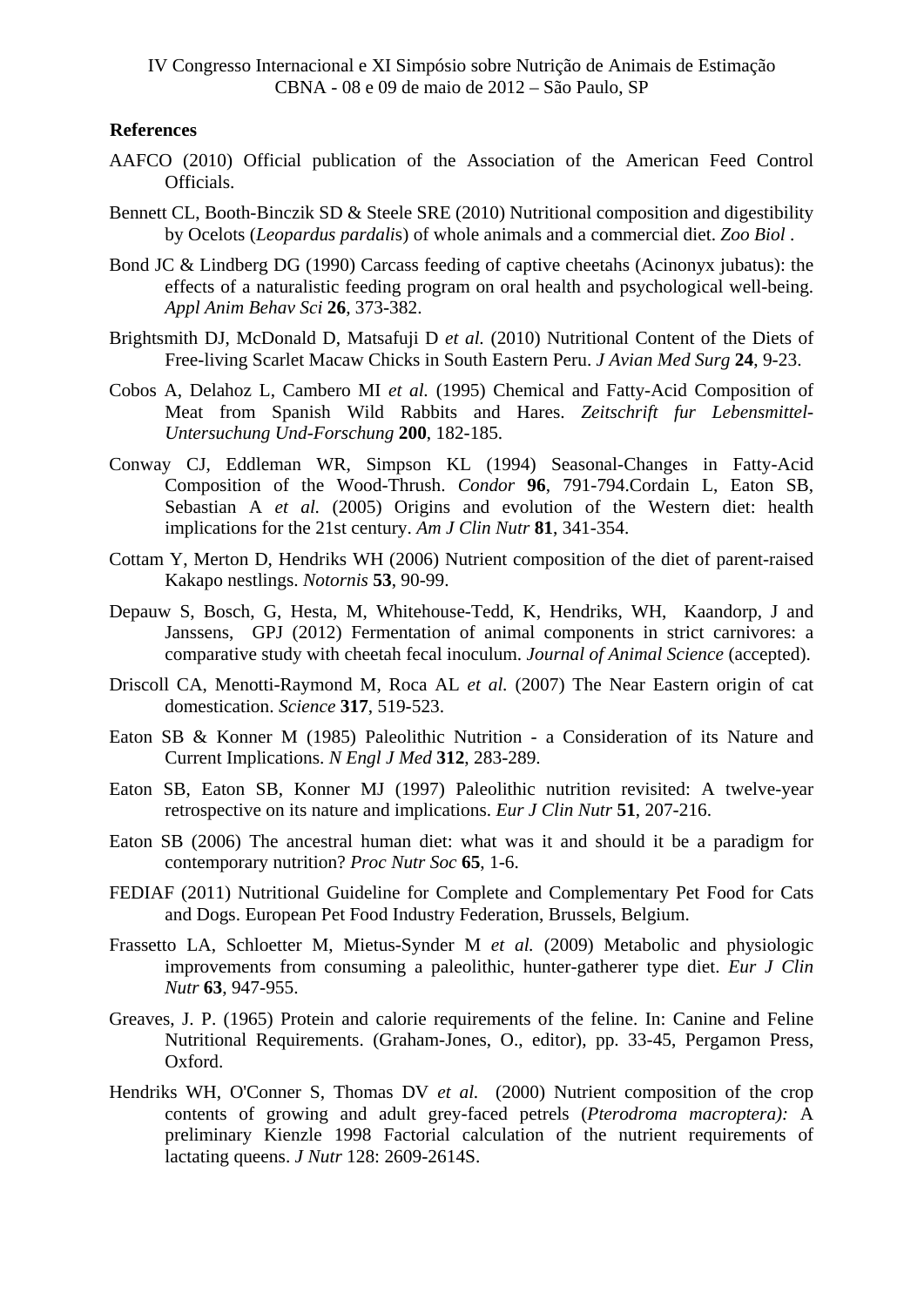**References**

AAFCO (2010) Official publication of the Association of the American Feed Control Officials.

Bennett CL, Booth-Binczik SD & Steele SRE (2010) Nutritional composition and digestibility by Ocelots (*Leopardus pardali*s) of whole animals and a commercial diet. *Zoo Biol* .

Bond JC & Lindberg DG (1990) Carcass feeding of captive cheetahs (Acinonyx jubatus): the effects of a naturalistic feeding program on oral health and psychological well-being. *Appl Anim Behav Sci* **26**, 373-382.

Brightsmith DJ, McDonald D, Matsafuji D *et al.* (2010) Nutritional Content of the Diets of Free-living Scarlet Macaw Chicks in South Eastern Peru. *J Avian Med Surg* **24**, 9-23.

Cobos A, Delahoz L, Cambero MI *et al.* (1995) Chemical and Fatty-Acid Composition of Meat from Spanish Wild Rabbits and Hares. *Zeitschrift fur Lebensmittel-Untersuchung Und-Forschung* **200**, 182-185.

Conway CJ, Eddleman WR, Simpson KL (1994) Seasonal-Changes in Fatty-Acid Composition of the Wood-Thrush. *Condor* **96**, 791-794.Cordain L, Eaton SB, Sebastian A *et al.* (2005) Origins and evolution of the Western diet: health implications for the 21st century. *Am J Clin Nutr* **81**, 341-354.

Cottam Y, Merton D, Hendriks WH (2006) Nutrient composition of the diet of parent-raised Kakapo nestlings. *Notornis* **53**, 90-99.

Depauw S, Bosch, G, Hesta, M, Whitehouse-Tedd, K, Hendriks, WH, Kaandorp, J and Janssens, GPJ (2012) Fermentation of animal components in strict carnivores: a comparative study with cheetah fecal inoculum. *Journal of Animal Science* (accepted).

Driscoll CA, Menotti-Raymond M, Roca AL *et al.* (2007) The Near Eastern origin of cat domestication. *Science* **317**, 519-523.

Eaton SB & Konner M (1985) Paleolithic Nutrition - a Consideration of its Nature and Current Implications. *N Engl J Med* **312**, 283-289.

Eaton SB, Eaton SB, Konner MJ (1997) Paleolithic nutrition revisited: A twelve-year retrospective on its nature and implications. *Eur J Clin Nutr* **51**, 207-216.

Eaton SB (2006) The ancestral human diet: what was it and should it be a paradigm for contemporary nutrition? *Proc Nutr Soc* **65**, 1-6.

FEDIAF (2011) Nutritional Guideline for Complete and Complementary Pet Food for Cats and Dogs. European Pet Food Industry Federation, Brussels, Belgium.

Frassetto LA, Schloetter M, Mietus-Synder M *et al.* (2009) Metabolic and physiologic improvements from consuming a paleolithic, hunter-gatherer type diet. *Eur J Clin Nutr* **63**, 947-955.

Greaves, J. P. (1965) Protein and calorie requirements of the feline. In: Canine and Feline Nutritional Requirements. (Graham-Jones, O., editor), pp. 33-45, Pergamon Press, Oxford.

Hendriks WH, O'Conner S, Thomas DV *et al.* (2000) Nutrient composition of the crop contents of growing and adult grey-faced petrels (*Pterodroma macroptera):* A preliminary Kienzle 1998 Factorial calculation of the nutrient requirements of lactating queens. *J Nutr* 128: 2609-2614S.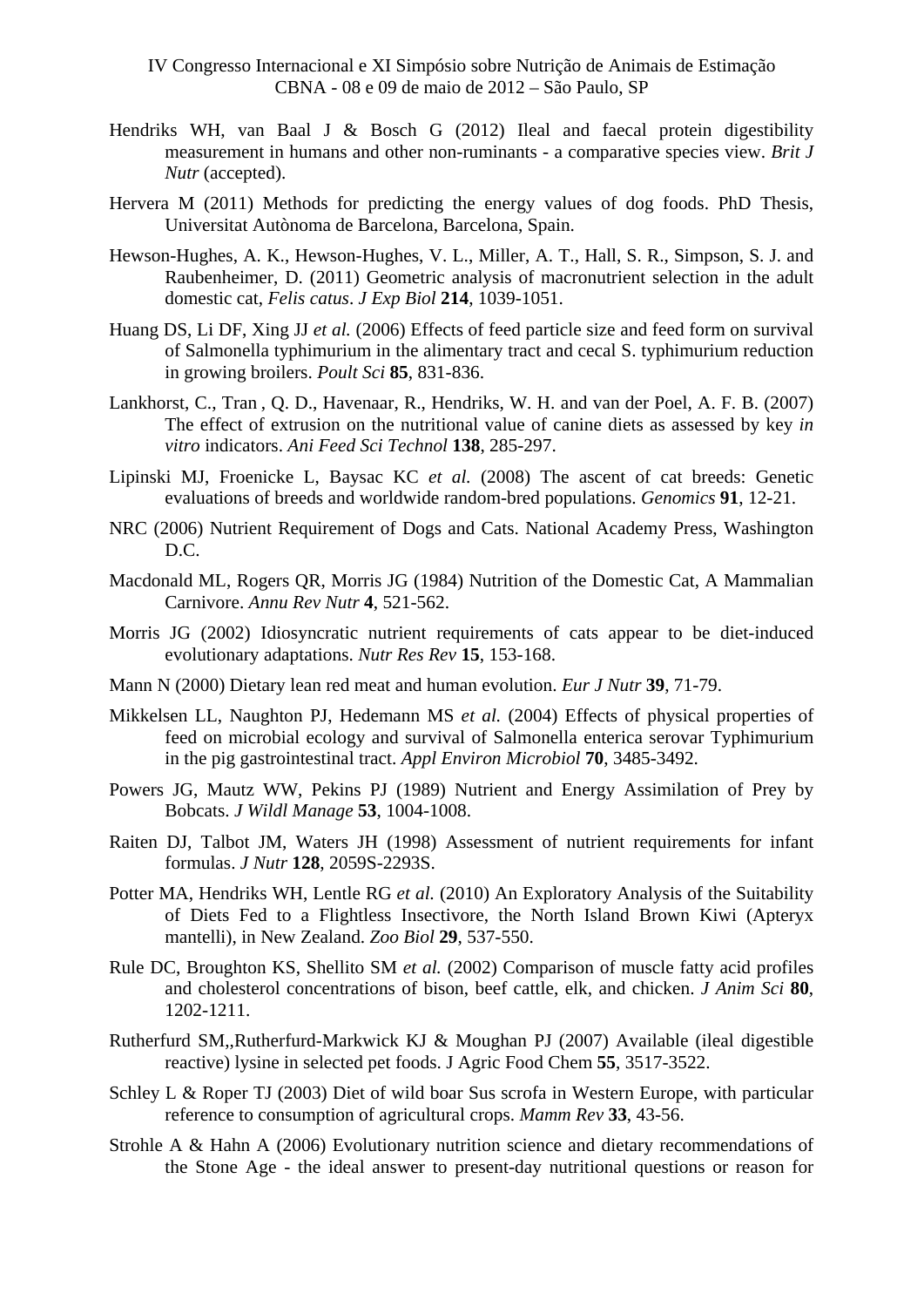Hendriks WH, van Baal J & Bosch G (2012) Ileal and faecal protein digestibility measurement in humans and other non-ruminants - a comparative species view. *Brit J Nutr* (accepted).

Hervera M (2011) Methods for predicting the energy values of dog foods. PhD Thesis, Universitat Autònoma de Barcelona, Barcelona, Spain.

Hewson-Hughes, A. K., Hewson-Hughes, V. L., Miller, A. T., Hall, S. R., Simpson, S. J. and Raubenheimer, D. (2011) Geometric analysis of macronutrient selection in the adult domestic cat, *Felis catus*. *J Exp Biol* **214**, 1039-1051.

Huang DS, Li DF, Xing JJ *et al.* (2006) Effects of feed particle size and feed form on survival of Salmonella typhimurium in the alimentary tract and cecal S. typhimurium reduction in growing broilers. *Poult Sci* **85**, 831-836.

Lankhorst, C., Tran , Q. D., Havenaar, R., Hendriks, W. H. and van der Poel, A. F. B. (2007) The effect of extrusion on the nutritional value of canine diets as assessed by key *in vitro* indicators. *Ani Feed Sci Technol* **138**, 285-297.

Lipinski MJ, Froenicke L, Baysac KC *et al.* (2008) The ascent of cat breeds: Genetic evaluations of breeds and worldwide random-bred populations. *Genomics* **91**, 12-21.

NRC (2006) Nutrient Requirement of Dogs and Cats. National Academy Press, Washington D.C.

Macdonald ML, Rogers QR, Morris JG (1984) Nutrition of the Domestic Cat, A Mammalian Carnivore. *Annu Rev Nutr* **4**, 521-562.

Morris JG (2002) Idiosyncratic nutrient requirements of cats appear to be diet-induced evolutionary adaptations. *Nutr Res Rev* **15**, 153-168.

Mann N (2000) Dietary lean red meat and human evolution. *Eur J Nutr* **39**, 71-79.

Mikkelsen LL, Naughton PJ, Hedemann MS *et al.* (2004) Effects of physical properties of feed on microbial ecology and survival of Salmonella enterica serovar Typhimurium in the pig gastrointestinal tract. *Appl Environ Microbiol* **70**, 3485-3492.

Powers JG, Mautz WW, Pekins PJ (1989) Nutrient and Energy Assimilation of Prey by Bobcats. *J Wildl Manage* **53**, 1004-1008.

Raiten DJ, Talbot JM, Waters JH (1998) Assessment of nutrient requirements for infant formulas. *J Nutr* **128**, 2059S-2293S.

Potter MA, Hendriks WH, Lentle RG *et al.* (2010) An Exploratory Analysis of the Suitability of Diets Fed to a Flightless Insectivore, the North Island Brown Kiwi (Apteryx mantelli), in New Zealand. *Zoo Biol* **29**, 537-550.

Rule DC, Broughton KS, Shellito SM *et al.* (2002) Comparison of muscle fatty acid profiles and cholesterol concentrations of bison, beef cattle, elk, and chicken. *J Anim Sci* **80**, 1202-1211.

Rutherfurd SM,,Rutherfurd-Markwick KJ & Moughan PJ (2007) Available (ileal digestible reactive) lysine in selected pet foods. J Agric Food Chem **55**, 3517-3522.

Schley L & Roper TJ (2003) Diet of wild boar Sus scrofa in Western Europe, with particular reference to consumption of agricultural crops. *Mamm Rev* **33**, 43-56.

Strohle A & Hahn A (2006) Evolutionary nutrition science and dietary recommendations of the Stone Age - the ideal answer to present-day nutritional questions or reason for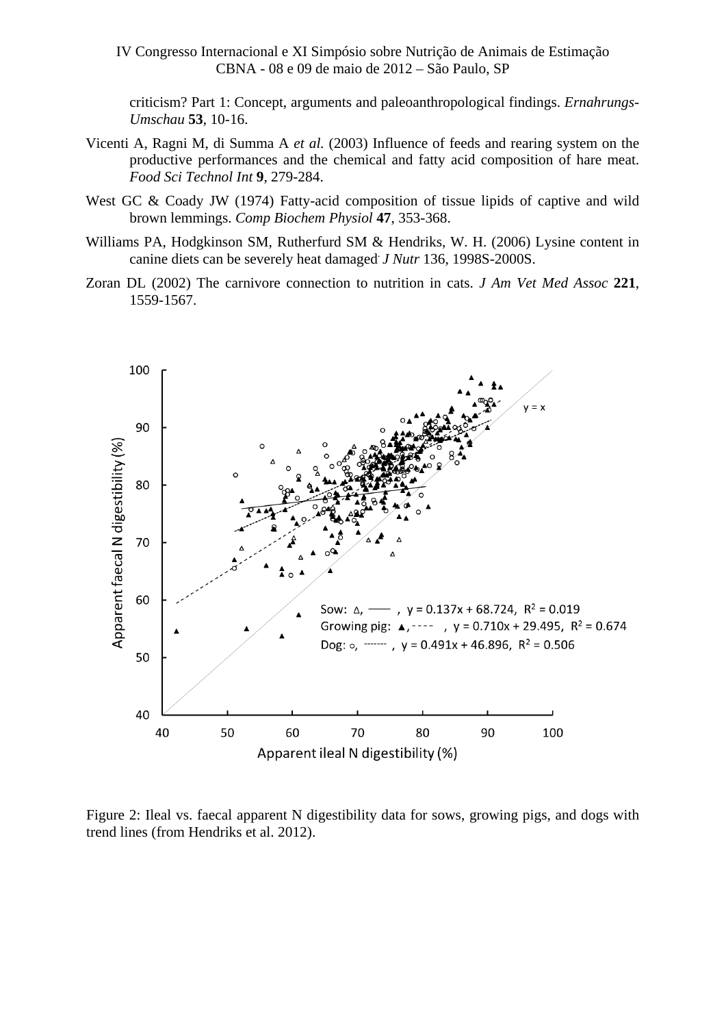criticism? Part 1: Concept, arguments and paleoanthropological findings. *Ernahrungs-Umschau* **53**, 10-16.

Vicenti A, Ragni M, di Summa A *et al.* (2003) Influence of feeds and rearing system on the productive performances and the chemical and fatty acid composition of hare meat. *Food Sci Technol Int* **9**, 279-284.

West GC & Coady JW (1974) Fatty-acid composition of tissue lipids of captive and wild brown lemmings. *Comp Biochem Physiol* **47**, 353-368.

Williams PA, Hodgkinson SM, Rutherfurd SM & Hendriks, W. H. (2006) Lysine content in canine diets can be severely heat damaged. *J Nutr* 136, 1998S-2000S.

Zoran DL (2002) The carnivore connection to nutrition in cats. *J Am Vet Med Assoc* **221**, 1559-1567.

Apparent faecal N digestibility (%)

100
90
80
70
60
50
40

y = x

Sow: △, ——— , $y = 0.137x + 68.724$, $R^2 = 0.019$

Growing pig: ▲, ---- , $y = 0.710x + 29.495$, $R^2 = 0.674$

Dog: ○, ······· , $y = 0.491x + 46.896$, $R^2 = 0.506$

40 50 60 70 80 90 100

Apparent ileal N digestibility (%)

Figure 2: Ileal vs. faecal apparent N digestibility data for sows, growing pigs, and dogs with trend lines (from Hendriks et al. 2012).